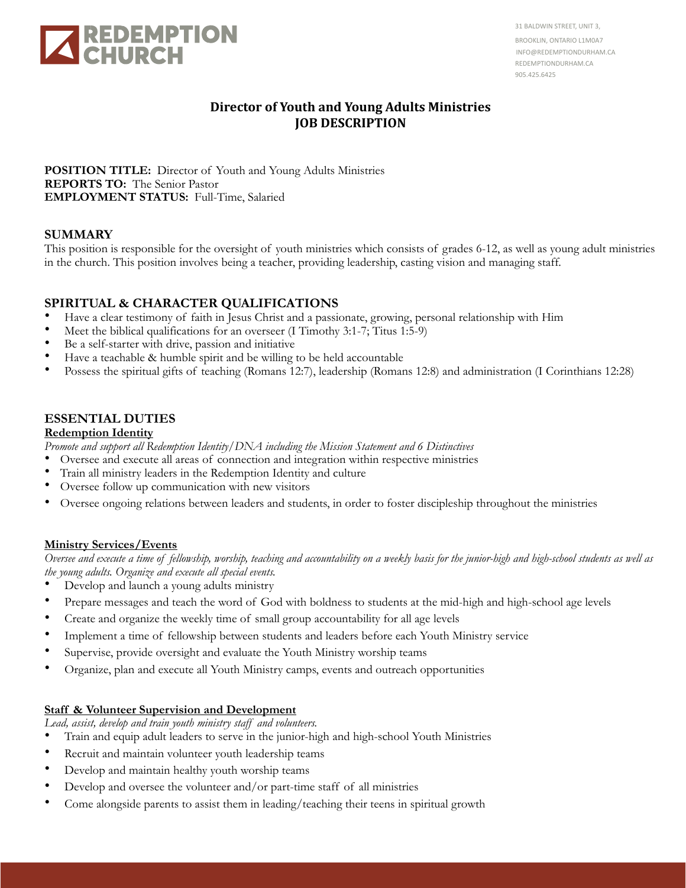REDEMPTION CHURCH

31 BALDWIN STREET, UNIT 3,
BROOKLIN, ONTARIO L1M0A7
INFO@REDEMPTIONDURHAM.CA
REDEMPTIONDURHAM.CA
905.425.6425

# Director of Youth and Young Adults Ministries
# JOB DESCRIPTION

**POSITION TITLE:** Director of Youth and Young Adults Ministries
**REPORTS TO:** The Senior Pastor
**EMPLOYMENT STATUS:** Full-Time, Salaried

## SUMMARY

This position is responsible for the oversight of youth ministries which consists of grades 6-12, as well as young adult ministries in the church. This position involves being a teacher, providing leadership, casting vision and managing staff.

## SPIRITUAL & CHARACTER QUALIFICATIONS

- Have a clear testimony of faith in Jesus Christ and a passionate, growing, personal relationship with Him
- Meet the biblical qualifications for an overseer (I Timothy 3:1-7; Titus 1:5-9)
- Be a self-starter with drive, passion and initiative
- Have a teachable & humble spirit and be willing to be held accountable
- Possess the spiritual gifts of teaching (Romans 12:7), leadership (Romans 12:8) and administration (I Corinthians 12:28)

## ESSENTIAL DUTIES

### Redemption Identity

*Promote and support all Redemption Identity/DNA including the Mission Statement and 6 Distinctives*

- Oversee and execute all areas of connection and integration within respective ministries
- Train all ministry leaders in the Redemption Identity and culture
- Oversee follow up communication with new visitors
- Oversee ongoing relations between leaders and students, in order to foster discipleship throughout the ministries

### Ministry Services/Events

*Oversee and execute a time of fellowship, worship, teaching and accountability on a weekly basis for the junior-high and high-school students as well as the young adults. Organize and execute all special events.*

- Develop and launch a young adults ministry
- Prepare messages and teach the word of God with boldness to students at the mid-high and high-school age levels
- Create and organize the weekly time of small group accountability for all age levels
- Implement a time of fellowship between students and leaders before each Youth Ministry service
- Supervise, provide oversight and evaluate the Youth Ministry worship teams
- Organize, plan and execute all Youth Ministry camps, events and outreach opportunities

### Staff & Volunteer Supervision and Development

*Lead, assist, develop and train youth ministry staff and volunteers.*

- Train and equip adult leaders to serve in the junior-high and high-school Youth Ministries
- Recruit and maintain volunteer youth leadership teams
- Develop and maintain healthy youth worship teams
- Develop and oversee the volunteer and/or part-time staff of all ministries
- Come alongside parents to assist them in leading/teaching their teens in spiritual growth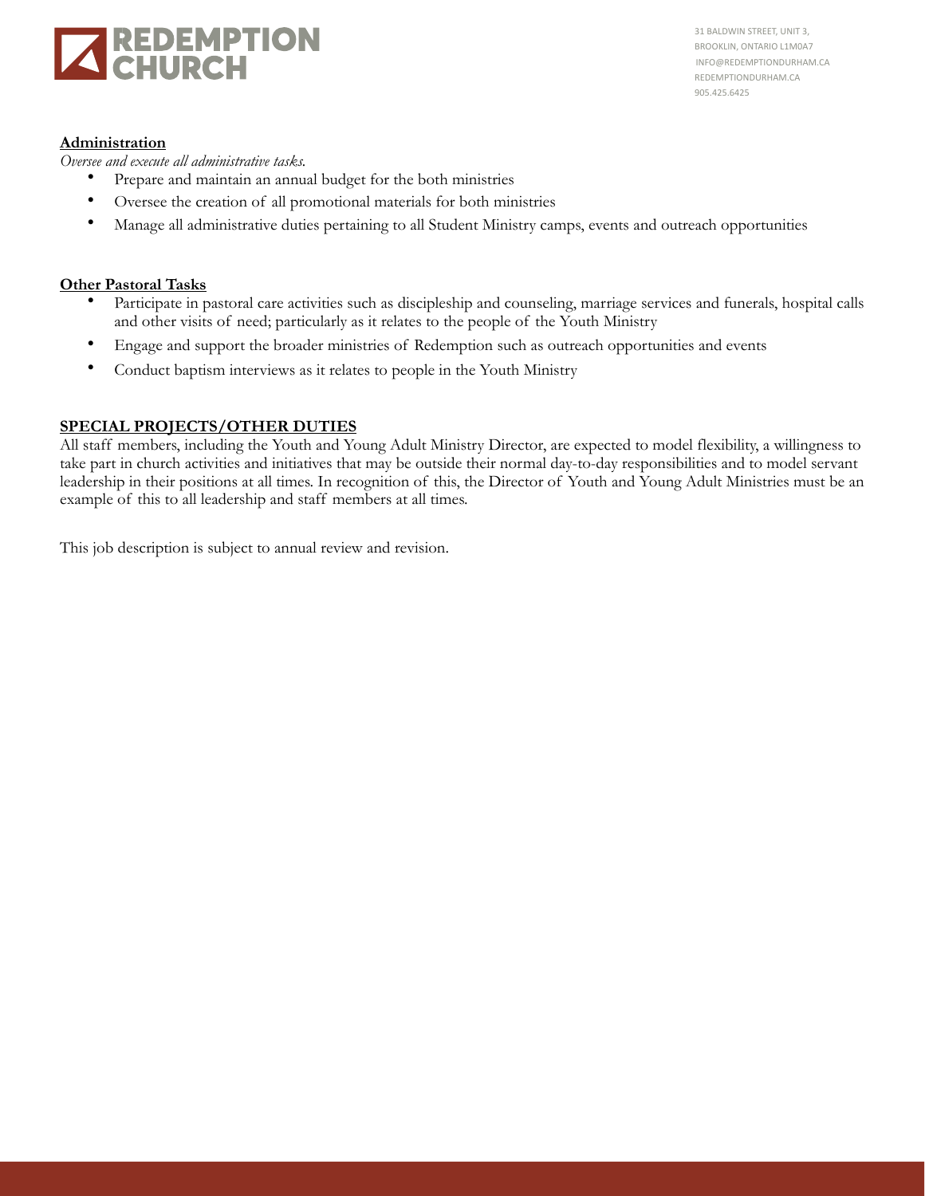<u>**Administration**</u>

*Oversee and execute all administrative tasks.*

- Prepare and maintain an annual budget for the both ministries
- Oversee the creation of all promotional materials for both ministries
- Manage all administrative duties pertaining to all Student Ministry camps, events and outreach opportunities

<u>**Other Pastoral Tasks**</u>

- Participate in pastoral care activities such as discipleship and counseling, marriage services and funerals, hospital calls and other visits of need; particularly as it relates to the people of the Youth Ministry
- Engage and support the broader ministries of Redemption such as outreach opportunities and events
- Conduct baptism interviews as it relates to people in the Youth Ministry

<u>**SPECIAL PROJECTS/OTHER DUTIES**</u>

All staff members, including the Youth and Young Adult Ministry Director, are expected to model flexibility, a willingness to take part in church activities and initiatives that may be outside their normal day-to-day responsibilities and to model servant leadership in their positions at all times. In recognition of this, the Director of Youth and Young Adult Ministries must be an example of this to all leadership and staff members at all times.

This job description is subject to annual review and revision.